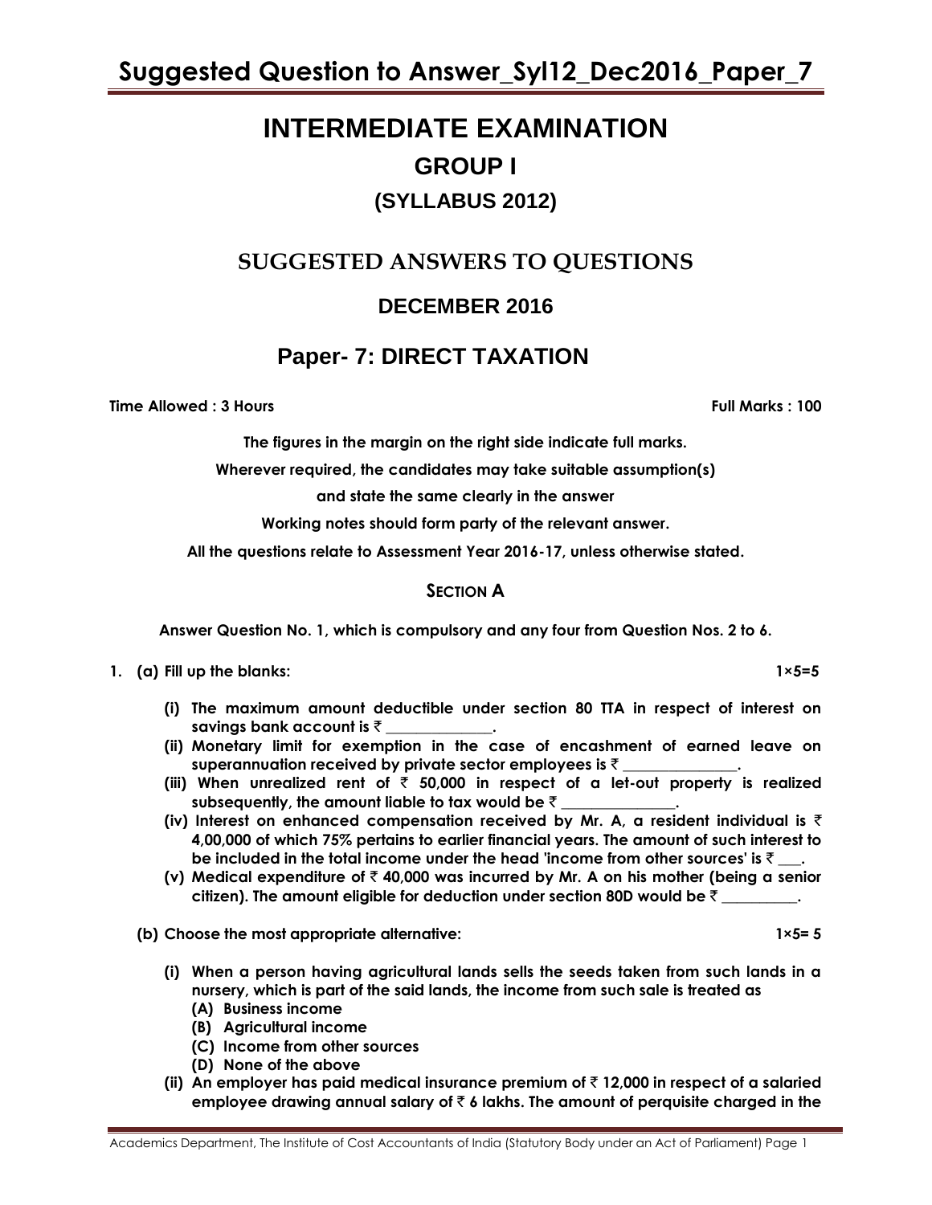# INTERMEDIATE EXAMINATION

## GROUP I

### (SYLLABUS 2012)

## SUGGESTED ANSWERS TO QUESTIONS

### DECEMBER 2016

## Paper- 7: DIRECT TAXATION

**Time Allowed : 3 Hours** **Full Marks : 100**

**The figures in the margin on the right side indicate full marks.**

**Wherever required, the candidates may take suitable assumption(s) and state the same clearly in the answer**

**Working notes should form party of the relevant answer.**

**All the questions relate to Assessment Year 2016-17, unless otherwise stated.**

### SECTION A

**Answer Question No. 1, which is compulsory and any four from Question Nos. 2 to 6.**

**1. (a) Fill up the blanks:** **1×5=5**

**(i) The maximum amount deductible under section 80 TTA in respect of interest on savings bank account is ₹ ______________.**

**(ii) Monetary limit for exemption in the case of encashment of earned leave on superannuation received by private sector employees is ₹ _______________.**

**(iii) When unrealized rent of ₹ 50,000 in respect of a let-out property is realized subsequently, the amount liable to tax would be ₹ _______________.**

**(iv) Interest on enhanced compensation received by Mr. A, a resident individual is ₹ 4,00,000 of which 75% pertains to earlier financial years. The amount of such interest to be included in the total income under the head 'income from other sources' is ₹ ___.**

**(v) Medical expenditure of ₹ 40,000 was incurred by Mr. A on his mother (being a senior citizen). The amount eligible for deduction under section 80D would be ₹ __________.**

**(b) Choose the most appropriate alternative:** **1×5= 5**

**(i) When a person having agricultural lands sells the seeds taken from such lands in a nursery, which is part of the said lands, the income from such sale is treated as**

**(A) Business income**

**(B) Agricultural income**

**(C) Income from other sources**

**(D) None of the above**

**(ii) An employer has paid medical insurance premium of ₹ 12,000 in respect of a salaried employee drawing annual salary of ₹ 6 lakhs. The amount of perquisite charged in the**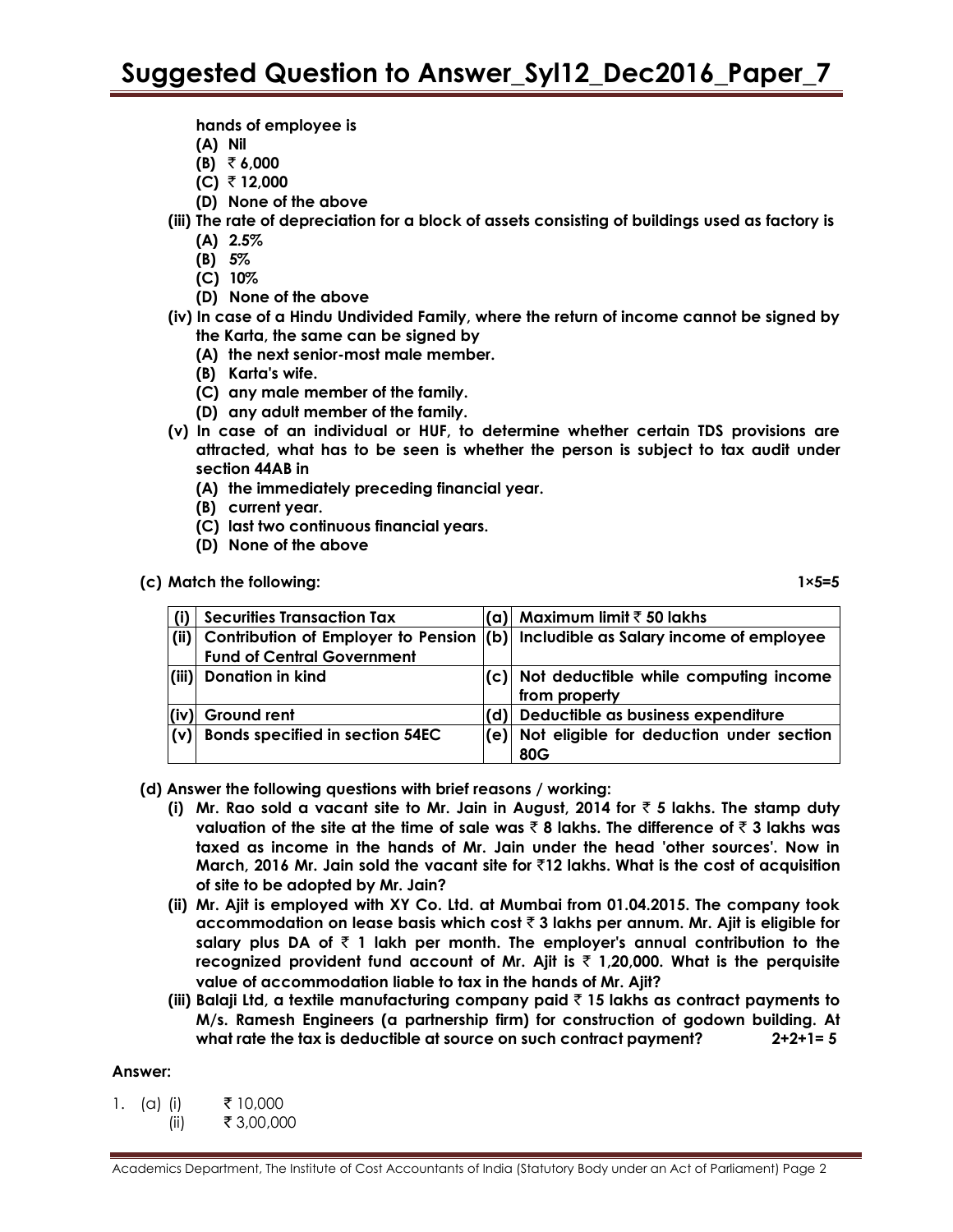hands of employee is

(A) Nil

(B) ₹ 6,000

(C) ₹ 12,000

(D) None of the above

**(iii) The rate of depreciation for a block of assets consisting of buildings used as factory is**

(A) 2.5%

(B) 5%

(C) 10%

(D) None of the above

**(iv) In case of a Hindu Undivided Family, where the return of income cannot be signed by the Karta, the same can be signed by**

(A) the next senior-most male member.

(B) Karta's wife.

(C) any male member of the family.

(D) any adult member of the family.

**(v) In case of an individual or HUF, to determine whether certain TDS provisions are attracted, what has to be seen is whether the person is subject to tax audit under section 44AB in**

(A) the immediately preceding financial year.

(B) current year.

(C) last two continuous financial years.

(D) None of the above

**(c) Match the following:** **1×5=5**

| | | | |
|---|---|---|---|
| (i) | Securities Transaction Tax | (a) | Maximum limit ₹ 50 lakhs |
| (ii) | Contribution of Employer to Pension Fund of Central Government | (b) | Includible as Salary income of employee |
| (iii) | Donation in kind | (c) | Not deductible while computing income from property |
| (iv) | Ground rent | (d) | Deductible as business expenditure |
| (v) | Bonds specified in section 54EC | (e) | Not eligible for deduction under section 80G |

**(d) Answer the following questions with brief reasons / working:**

**(i) Mr. Rao sold a vacant site to Mr. Jain in August, 2014 for ₹ 5 lakhs. The stamp duty valuation of the site at the time of sale was ₹ 8 lakhs. The difference of ₹ 3 lakhs was taxed as income in the hands of Mr. Jain under the head 'other sources'. Now in March, 2016 Mr. Jain sold the vacant site for ₹12 lakhs. What is the cost of acquisition of site to be adopted by Mr. Jain?**

**(ii) Mr. Ajit is employed with XY Co. Ltd. at Mumbai from 01.04.2015. The company took accommodation on lease basis which cost ₹ 3 lakhs per annum. Mr. Ajit is eligible for salary plus DA of ₹ 1 lakh per month. The employer's annual contribution to the recognized provident fund account of Mr. Ajit is ₹ 1,20,000. What is the perquisite value of accommodation liable to tax in the hands of Mr. Ajit?**

**(iii) Balaji Ltd, a textile manufacturing company paid ₹ 15 lakhs as contract payments to M/s. Ramesh Engineers (a partnership firm) for construction of godown building. At what rate the tax is deductible at source on such contract payment?** **2+2+1= 5**

**Answer:**

1. (a) (i) ₹ 10,000

(ii) ₹ 3,00,000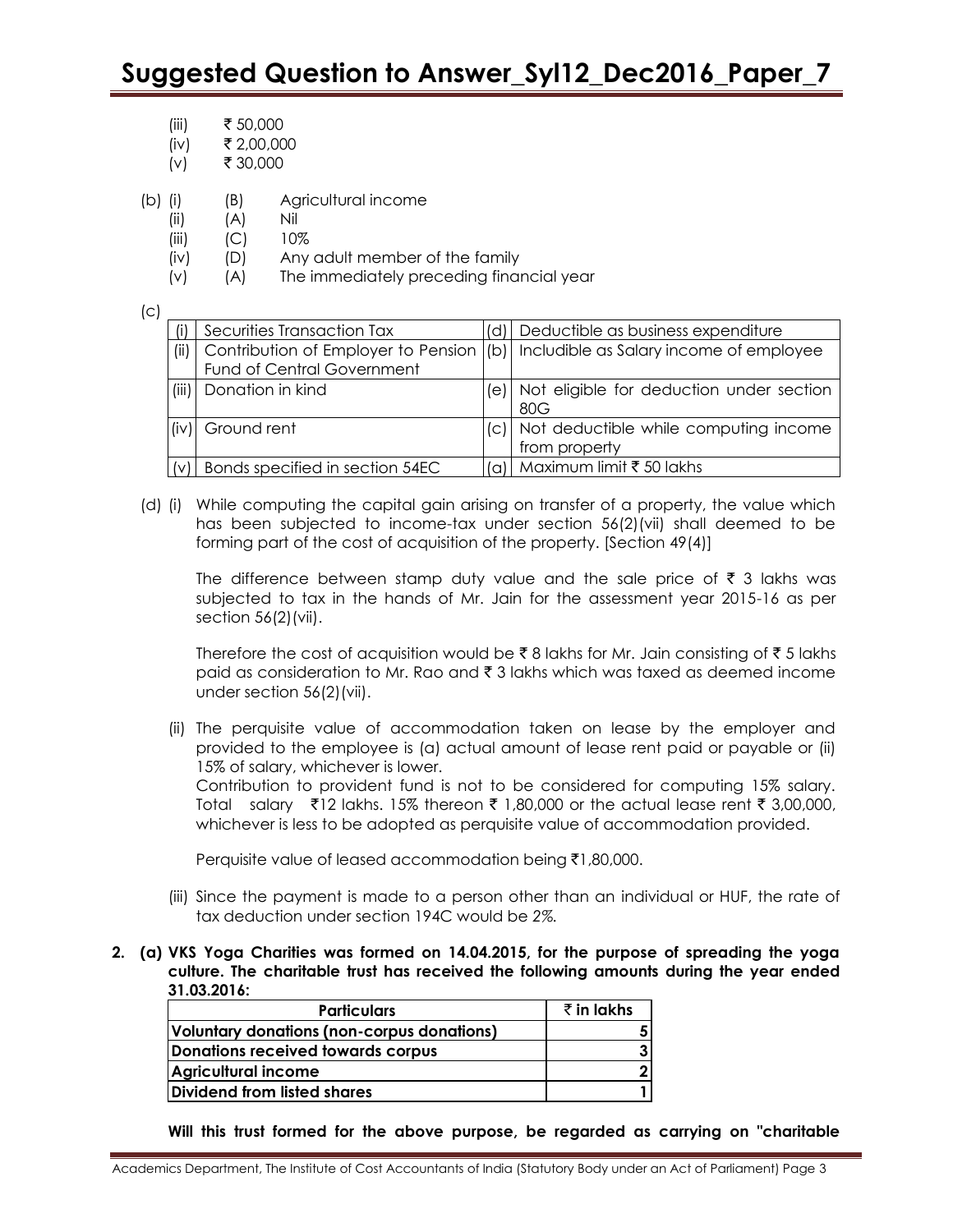(iii) ₹ 50,000

(iv) ₹ 2,00,000

(v) ₹ 30,000

(b) (i) (B) Agricultural income

(ii) (A) Nil

(iii) (C) 10%

(iv) (D) Any adult member of the family

(v) (A) The immediately preceding financial year

(c)

| | | | |
|---|---|---|---|
| (i) | Securities Transaction Tax | (d) | Deductible as business expenditure |
| (ii) | Contribution of Employer to Pension Fund of Central Government | (b) | Includible as Salary income of employee |
| (iii) | Donation in kind | (e) | Not eligible for deduction under section 80G |
| (iv) | Ground rent | (c) | Not deductible while computing income from property |
| (v) | Bonds specified in section 54EC | (a) | Maximum limit ₹ 50 lakhs |

(d) (i) While computing the capital gain arising on transfer of a property, the value which has been subjected to income-tax under section 56(2)(vii) shall deemed to be forming part of the cost of acquisition of the property. [Section 49(4)]

The difference between stamp duty value and the sale price of ₹ 3 lakhs was subjected to tax in the hands of Mr. Jain for the assessment year 2015-16 as per section 56(2)(vii).

Therefore the cost of acquisition would be ₹ 8 lakhs for Mr. Jain consisting of ₹ 5 lakhs paid as consideration to Mr. Rao and ₹ 3 lakhs which was taxed as deemed income under section 56(2)(vii).

(ii) The perquisite value of accommodation taken on lease by the employer and provided to the employee is (a) actual amount of lease rent paid or payable or (ii) 15% of salary, whichever is lower.
Contribution to provident fund is not to be considered for computing 15% salary. Total salary ₹12 lakhs. 15% thereon ₹ 1,80,000 or the actual lease rent ₹ 3,00,000, whichever is less to be adopted as perquisite value of accommodation provided.

Perquisite value of leased accommodation being ₹1,80,000.

(iii) Since the payment is made to a person other than an individual or HUF, the rate of tax deduction under section 194C would be *2%.*

**2. (a) VKS Yoga Charities was formed on 14.04.2015, for the purpose of spreading the yoga culture. The charitable trust has received the following amounts during the year ended 31.03.2016:**

| Particulars | ₹ in lakhs |
|---|---|
| Voluntary donations (non-corpus donations) | 5 |
| Donations received towards corpus | 3 |
| Agricultural income | 2 |
| Dividend from listed shares | 1 |

**Will this trust formed for the above purpose, be regarded as carrying on "charitable**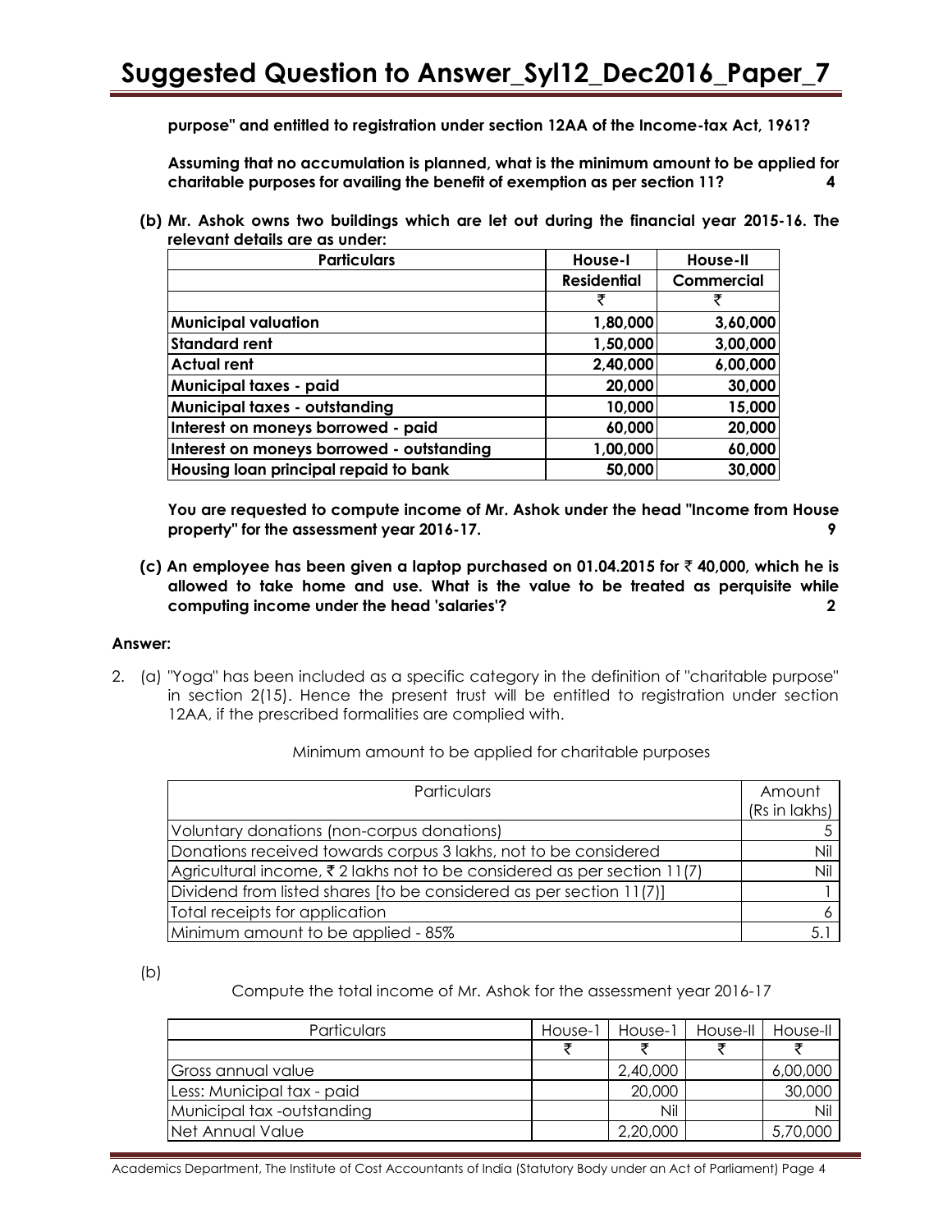**purpose" and entitled to registration under section 12AA of the Income-tax Act, 1961?**

**Assuming that no accumulation is planned, what is the minimum amount to be applied for charitable purposes for availing the benefit of exemption as per section 11? 4**

**(b) Mr. Ashok owns two buildings which are let out during the financial year 2015-16. The relevant details are as under:**

| Particulars | House-I | House-II |
|---|---|---|
| | Residential | Commercial |
| | ₹ | ₹ |
| Municipal valuation | 1,80,000 | 3,60,000 |
| Standard rent | 1,50,000 | 3,00,000 |
| Actual rent | 2,40,000 | 6,00,000 |
| Municipal taxes - paid | 20,000 | 30,000 |
| Municipal taxes - outstanding | 10,000 | 15,000 |
| Interest on moneys borrowed - paid | 60,000 | 20,000 |
| Interest on moneys borrowed - outstanding | 1,00,000 | 60,000 |
| Housing loan principal repaid to bank | 50,000 | 30,000 |

**You are requested to compute income of Mr. Ashok under the head "Income from House property" for the assessment year 2016-17. 9**

**(c) An employee has been given a laptop purchased on 01.04.2015 for ₹ 40,000, which he is allowed to take home and use. What is the value to be treated as perquisite while computing income under the head 'salaries'? 2**

**Answer:**

2. (a) "Yoga" has been included as a specific category in the definition of "charitable purpose" in section 2(15). Hence the present trust will be entitled to registration under section 12AA, if the prescribed formalities are complied with.

Minimum amount to be applied for charitable purposes

| Particulars | Amount (Rs in lakhs) |
|---|---|
| Voluntary donations (non-corpus donations) | 5 |
| Donations received towards corpus 3 lakhs, not to be considered | Nil |
| Agricultural income, ₹ 2 lakhs not to be considered as per section 11(7) | Nil |
| Dividend from listed shares [to be considered as per section 11(7)] | 1 |
| Total receipts for application | 6 |
| Minimum amount to be applied - 85% | 5.1 |

(b)

Compute the total income of Mr. Ashok for the assessment year 2016-17

| Particulars | House-1 | House-1 | House-II | House-II |
|---|---|---|---|---|
| | ₹ | ₹ | ₹ | ₹ |
| Gross annual value | | 2,40,000 | | 6,00,000 |
| Less: Municipal tax - paid | | 20,000 | | 30,000 |
| Municipal tax -outstanding | | Nil | | Nil |
| Net Annual Value | | 2,20,000 | | 5,70,000 |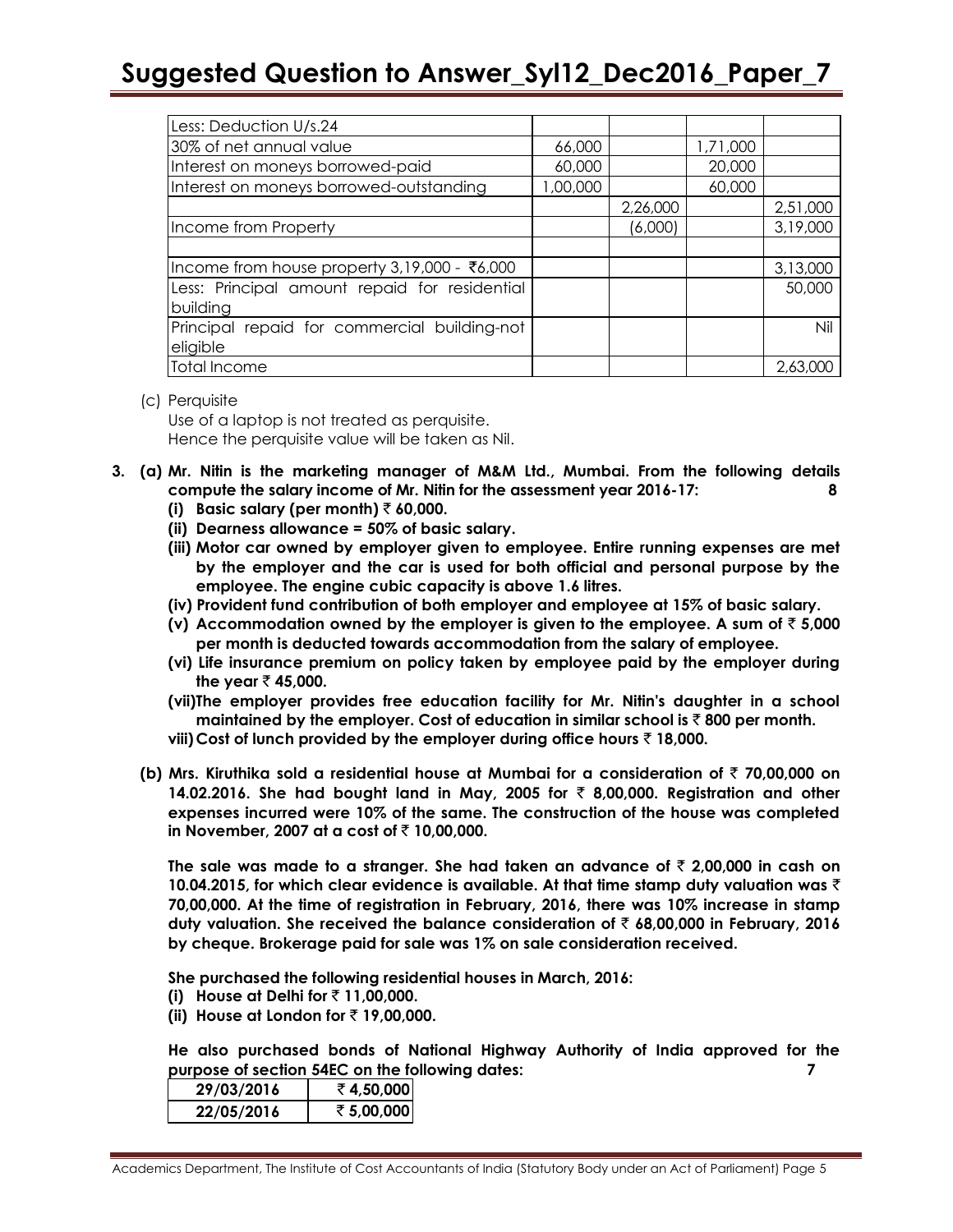| Less: Deduction U/s.24 | | | | |
|---|---|---|---|---|
| 30% of net annual value | 66,000 | | 1,71,000 | |
| Interest on moneys borrowed-paid | 60,000 | | 20,000 | |
| Interest on moneys borrowed-outstanding | 1,00,000 | | 60,000 | |
| | | 2,26,000 | | 2,51,000 |
| Income from Property | | (6,000) | | 3,19,000 |
| | | | | |
| Income from house property 3,19,000 - ₹6,000 | | | | 3,13,000 |
| Less: Principal amount repaid for residential building | | | | 50,000 |
| Principal repaid for commercial building-not eligible | | | | Nil |
| Total Income | | | | 2,63,000 |

(c) Perquisite

Use of a laptop is not treated as perquisite.
Hence the perquisite value will be taken as Nil.

**3. (a) Mr. Nitin is the marketing manager of M&M Ltd., Mumbai. From the following details compute the salary income of Mr. Nitin for the assessment year 2016-17: 8**

**(i) Basic salary (per month) ₹ 60,000.**

**(ii) Dearness allowance = 50% of basic salary.**

**(iii) Motor car owned by employer given to employee. Entire running expenses are met by the employer and the car is used for both official and personal purpose by the employee. The engine cubic capacity is above 1.6 litres.**

**(iv) Provident fund contribution of both employer and employee at 15% of basic salary.**

**(v) Accommodation owned by the employer is given to the employee. A sum of ₹ 5,000 per month is deducted towards accommodation from the salary of employee.**

**(vi) Life insurance premium on policy taken by employee paid by the employer during the year ₹ 45,000.**

**(vii)The employer provides free education facility for Mr. Nitin's daughter in a school maintained by the employer. Cost of education in similar school is ₹ 800 per month.**

**viii) Cost of lunch provided by the employer during office hours ₹ 18,000.**

**(b) Mrs. Kiruthika sold a residential house at Mumbai for a consideration of ₹ 70,00,000 on 14.02.2016. She had bought land in May, 2005 for ₹ 8,00,000. Registration and other expenses incurred were 10% of the same. The construction of the house was completed in November, 2007 at a cost of ₹ 10,00,000.**

**The sale was made to a stranger. She had taken an advance of ₹ 2,00,000 in cash on 10.04.2015, for which clear evidence is available. At that time stamp duty valuation was ₹ 70,00,000. At the time of registration in February, 2016, there was 10% increase in stamp duty valuation. She received the balance consideration of ₹ 68,00,000 in February, 2016 by cheque. Brokerage paid for sale was 1% on sale consideration received.**

**She purchased the following residential houses in March, 2016:**

**(i) House at Delhi for ₹ 11,00,000.**

**(ii) House at London for ₹ 19,00,000.**

**He also purchased bonds of National Highway Authority of India approved for the purpose of section 54EC on the following dates: 7**

| 29/03/2016 | ₹ 4,50,000 |
|---|---|
| 22/05/2016 | ₹ 5,00,000 |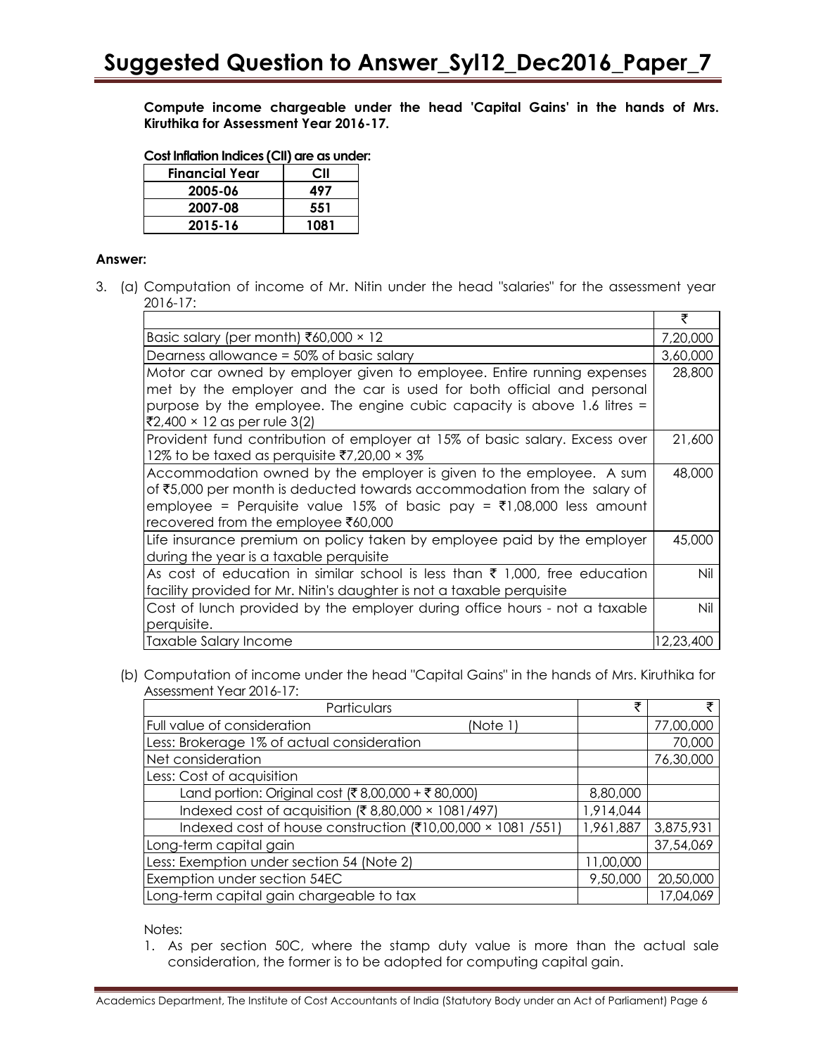**Compute income chargeable under the head 'Capital Gains' in the hands of Mrs. Kiruthika for Assessment Year 2016-17.**

**Cost Inflation Indices (CII) are as under:**

| Financial Year | CII |
|---|---|
| 2005-06 | 497 |
| 2007-08 | 551 |
| 2015-16 | 1081 |

**Answer:**

3. (a) Computation of income of Mr. Nitin under the head "salaries" for the assessment year 2016-17:

| | ₹ |
|---|---|
| Basic salary (per month) ₹60,000 × 12 | 7,20,000 |
| Dearness allowance = 50% of basic salary | 3,60,000 |
| Motor car owned by employer given to employee. Entire running expenses met by the employer and the car is used for both official and personal purpose by the employee. The engine cubic capacity is above 1.6 litres = ₹2,400 × 12 as per rule 3(2) | 28,800 |
| Provident fund contribution of employer at 15% of basic salary. Excess over 12% to be taxed as perquisite ₹7,20,00 × 3% | 21,600 |
| Accommodation owned by the employer is given to the employee. A sum of ₹5,000 per month is deducted towards accommodation from the salary of employee = Perquisite value 15% of basic pay = ₹1,08,000 less amount recovered from the employee ₹60,000 | 48,000 |
| Life insurance premium on policy taken by employee paid by the employer during the year is a taxable perquisite | 45,000 |
| As cost of education in similar school is less than ₹ 1,000, free education facility provided for Mr. Nitin's daughter is not a taxable perquisite | Nil |
| Cost of lunch provided by the employer during office hours - not a taxable perquisite. | Nil |
| Taxable Salary Income | 12,23,400 |

(b) Computation of income under the head "Capital Gains" in the hands of Mrs. Kiruthika for Assessment Year 2016-17:

| Particulars | ₹ | ₹ |
|---|---|---|
| Full value of consideration (Note 1) | | 77,00,000 |
| Less: Brokerage 1% of actual consideration | | 70,000 |
| Net consideration | | 76,30,000 |
| Less: Cost of acquisition | | |
| Land portion: Original cost (₹ 8,00,000 + ₹ 80,000) | 8,80,000 | |
| Indexed cost of acquisition (₹ 8,80,000 × 1081/497) | 1,914,044 | |
| Indexed cost of house construction (₹10,00,000 × 1081 /551) | 1,961,887 | 3,875,931 |
| Long-term capital gain | | 37,54,069 |
| Less: Exemption under section 54 (Note 2) | 11,00,000 | |
| Exemption under section 54EC | 9,50,000 | 20,50,000 |
| Long-term capital gain chargeable to tax | | 17,04,069 |

Notes:

1. As per section 50C, where the stamp duty value is more than the actual sale consideration, the former is to be adopted for computing capital gain.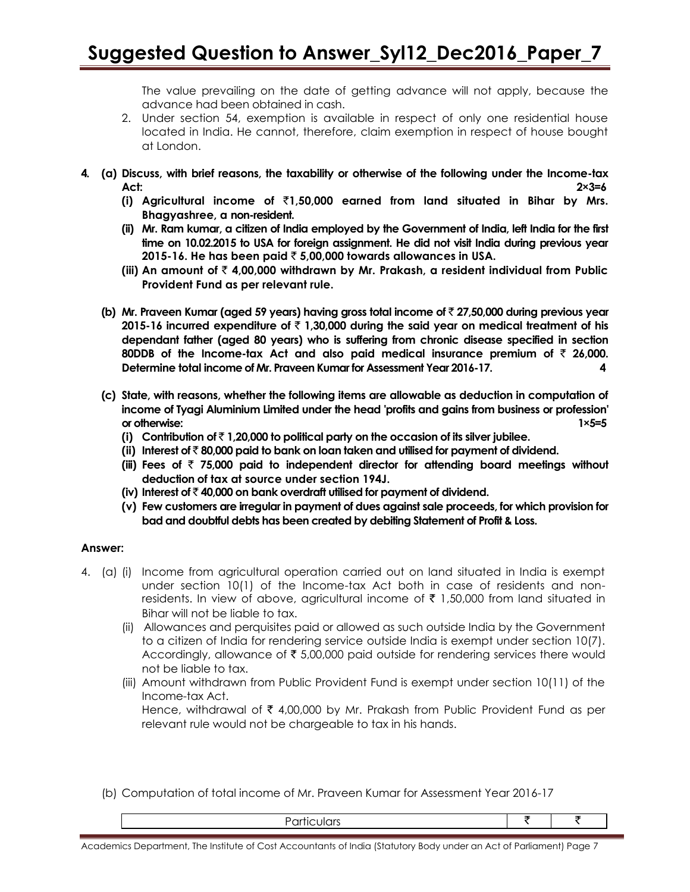The value prevailing on the date of getting advance will not apply, because the advance had been obtained in cash.

2. Under section 54, exemption is available in respect of only one residential house located in India. He cannot, therefore, claim exemption in respect of house bought at London.

**4. (a) Discuss, with brief reasons, the taxability or otherwise of the following under the Income-tax Act: 2×3=6**

**(i) Agricultural income of ₹1,50,000 earned from land situated in Bihar by Mrs. Bhagyashree, a non-resident.**

**(ii) Mr. Ram kumar, a citizen of India employed by the Government of India, left India for the first time on 10.02.2015 to USA for foreign assignment. He did not visit India during previous year 2015-16. He has been paid ₹ 5,00,000 towards allowances in USA.**

**(iii) An amount of ₹ 4,00,000 withdrawn by Mr. Prakash, a resident individual from Public Provident Fund as per relevant rule.**

**(b) Mr. Praveen Kumar (aged 59 years) having gross total income of ₹ 27,50,000 during previous year 2015-16 incurred expenditure of ₹ 1,30,000 during the said year on medical treatment of his dependant father (aged 80 years) who is suffering from chronic disease specified in section 80DDB of the Income-tax Act and also paid medical insurance premium of ₹ 26,000. Determine total income of Mr. Praveen Kumar for Assessment Year 2016-17. 4**

**(c) State, with reasons, whether the following items are allowable as deduction in computation of income of Tyagi Aluminium Limited under the head 'profits and gains from business or profession' or otherwise: 1×5=5**

**(i) Contribution of ₹ 1,20,000 to political party on the occasion of its silver jubilee.**

**(ii) Interest of ₹ 80,000 paid to bank on loan taken and utilised for payment of dividend.**

**(iii) Fees of ₹ 75,000 paid to independent director for attending board meetings without deduction of tax at source under section 194J.**

**(iv) Interest of ₹ 40,000 on bank overdraft utilised for payment of dividend.**

**(v) Few customers are irregular in payment of dues against sale proceeds, for which provision for bad and doubtful debts has been created by debiting Statement of Profit & Loss.**

**Answer:**

4. (a) (i) Income from agricultural operation carried out on land situated in India is exempt under section 10(1) of the Income-tax Act both in case of residents and non-residents. In view of above, agricultural income of ₹ 1,50,000 from land situated in Bihar will not be liable to tax.

(ii) Allowances and perquisites paid or allowed as such outside India by the Government to a citizen of India for rendering service outside India is exempt under section 10(7). Accordingly, allowance of ₹ 5,00,000 paid outside for rendering services there would not be liable to tax.

(iii) Amount withdrawn from Public Provident Fund is exempt under section 10(11) of the Income-tax Act.

Hence, withdrawal of ₹ 4,00,000 by Mr. Prakash from Public Provident Fund as per relevant rule would not be chargeable to tax in his hands.

(b) Computation of total income of Mr. Praveen Kumar for Assessment Year 2016-17

| Particulars | ₹ | ₹ |
|---|---|---|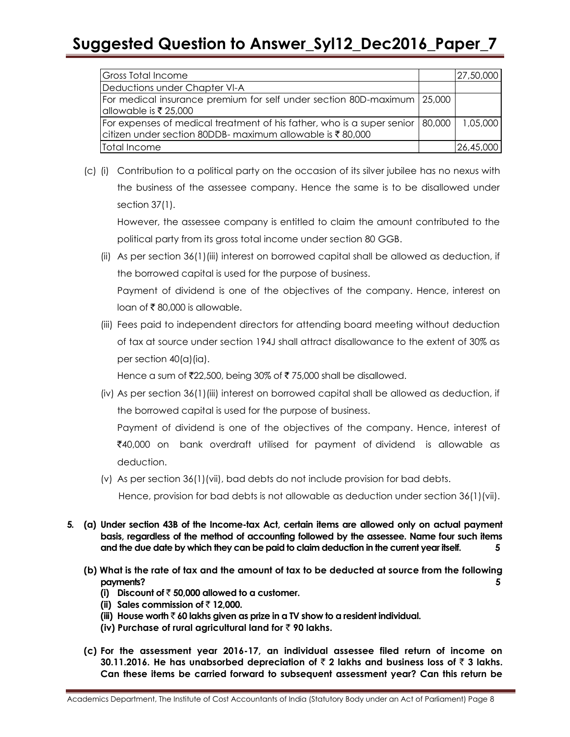| Gross Total Income | | 27,50,000 |
|---|---|---|
| Deductions under Chapter VI-A | | |
| For medical insurance premium for self under section 80D-maximum allowable is ₹ 25,000 | 25,000 | |
| For expenses of medical treatment of his father, who is a super senior citizen under section 80DDB- maximum allowable is ₹ 80,000 | 80,000 | 1,05,000 |
| Total Income | | 26,45,000 |

(c) (i) Contribution to a political party on the occasion of its silver jubilee has no nexus with the business of the assessee company. Hence the same is to be disallowed under section 37(1).

However, the assessee company is entitled to claim the amount contributed to the political party from its gross total income under section 80 GGB.

(ii) As per section 36(1)(iii) interest on borrowed capital shall be allowed as deduction, if the borrowed capital is used for the purpose of business.

Payment of dividend is one of the objectives of the company. Hence, interest on loan of ₹ 80,000 is allowable.

(iii) Fees paid to independent directors for attending board meeting without deduction of tax at source under section 194J shall attract disallowance to the extent of 30% as per section 40(a)(ia).

Hence a sum of ₹22,500, being 30% of ₹ 75,000 shall be disallowed.

(iv) As per section 36(1)(iii) interest on borrowed capital shall be allowed as deduction, if the borrowed capital is used for the purpose of business.

Payment of dividend is one of the objectives of the company. Hence, interest of ₹40,000 on bank overdraft utilised for payment of dividend is allowable as deduction.

(v) As per section 36(1)(vii), bad debts do not include provision for bad debts.

Hence, provision for bad debts is not allowable as deduction under section 36(1)(vii).

**5. (a) Under section 43B of the Income-tax Act, certain items are allowed only on actual payment basis, regardless of the method of accounting followed by the assessee. Name four such items and the due date by which they can be paid to claim deduction in the current year itself. 5**

**(b) What is the rate of tax and the amount of tax to be deducted at source from the following payments? 5**

**(i) Discount of ₹ 50,000 allowed to a customer.**

**(ii) Sales commission of ₹ 12,000.**

**(iii) House worth ₹ 60 lakhs given as prize in a TV show to a resident individual.**

**(iv) Purchase of rural agricultural land for ₹ 90 lakhs.**

**(c) For the assessment year 2016-17, an individual assessee filed return of income on 30.11.2016. He has unabsorbed depreciation of ₹ 2 lakhs and business loss of ₹ 3 lakhs. Can these items be carried forward to subsequent assessment year? Can this return be**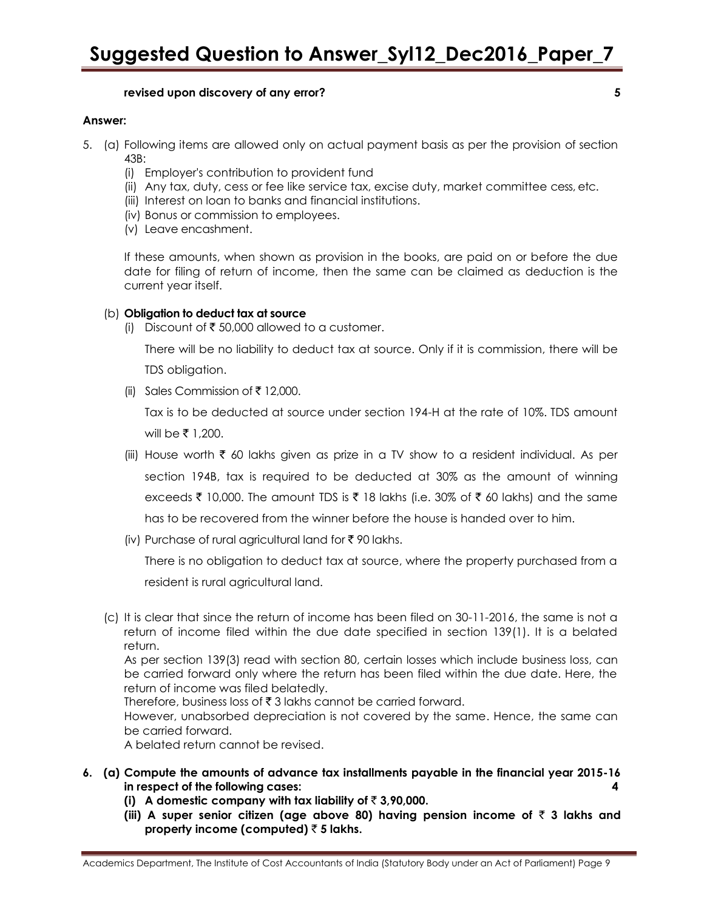**revised upon discovery of any error? 5**

**Answer:**

5. (a) Following items are allowed only on actual payment basis as per the provision of section 43B:

   (i) Employer's contribution to provident fund

   (ii) Any tax, duty, cess or fee like service tax, excise duty, market committee cess, etc.

   (iii) Interest on loan to banks and financial institutions.

   (iv) Bonus or commission to employees.

   (v) Leave encashment.

   If these amounts, when shown as provision in the books, are paid on or before the due date for filing of return of income, then the same can be claimed as deduction is the current year itself.

   (b) **Obligation to deduct tax at source**

   (i) Discount of ₹ 50,000 allowed to a customer.

   There will be no liability to deduct tax at source. Only if it is commission, there will be TDS obligation.

   (ii) Sales Commission of ₹ 12,000.

   Tax is to be deducted at source under section 194-H at the rate of 10%. TDS amount will be ₹ 1,200.

   (iii) House worth ₹ 60 lakhs given as prize in a TV show to a resident individual. As per section 194B, tax is required to be deducted at 30% as the amount of winning exceeds ₹ 10,000. The amount TDS is ₹ 18 lakhs (i.e. 30% of ₹ 60 lakhs) and the same has to be recovered from the winner before the house is handed over to him.

   (iv) Purchase of rural agricultural land for ₹ 90 lakhs.

   There is no obligation to deduct tax at source, where the property purchased from a resident is rural agricultural land.

   (c) It is clear that since the return of income has been filed on 30-11-2016, the same is not a return of income filed within the due date specified in section 139(1). It is a belated return.

   As per section 139(3) read with section 80, certain losses which include business loss, can be carried forward only where the return has been filed within the due date. Here, the return of income was filed belatedly.

   Therefore, business loss of ₹ 3 lakhs cannot be carried forward.

   However, unabsorbed depreciation is not covered by the same. Hence, the same can be carried forward.

   A belated return cannot be revised.

**6. (a) Compute the amounts of advance tax installments payable in the financial year 2015-16 in respect of the following cases: 4**

   **(i) A domestic company with tax liability of ₹ 3,90,000.**

   **(iii) A super senior citizen (age above 80) having pension income of ₹ 3 lakhs and property income (computed) ₹ 5 lakhs.**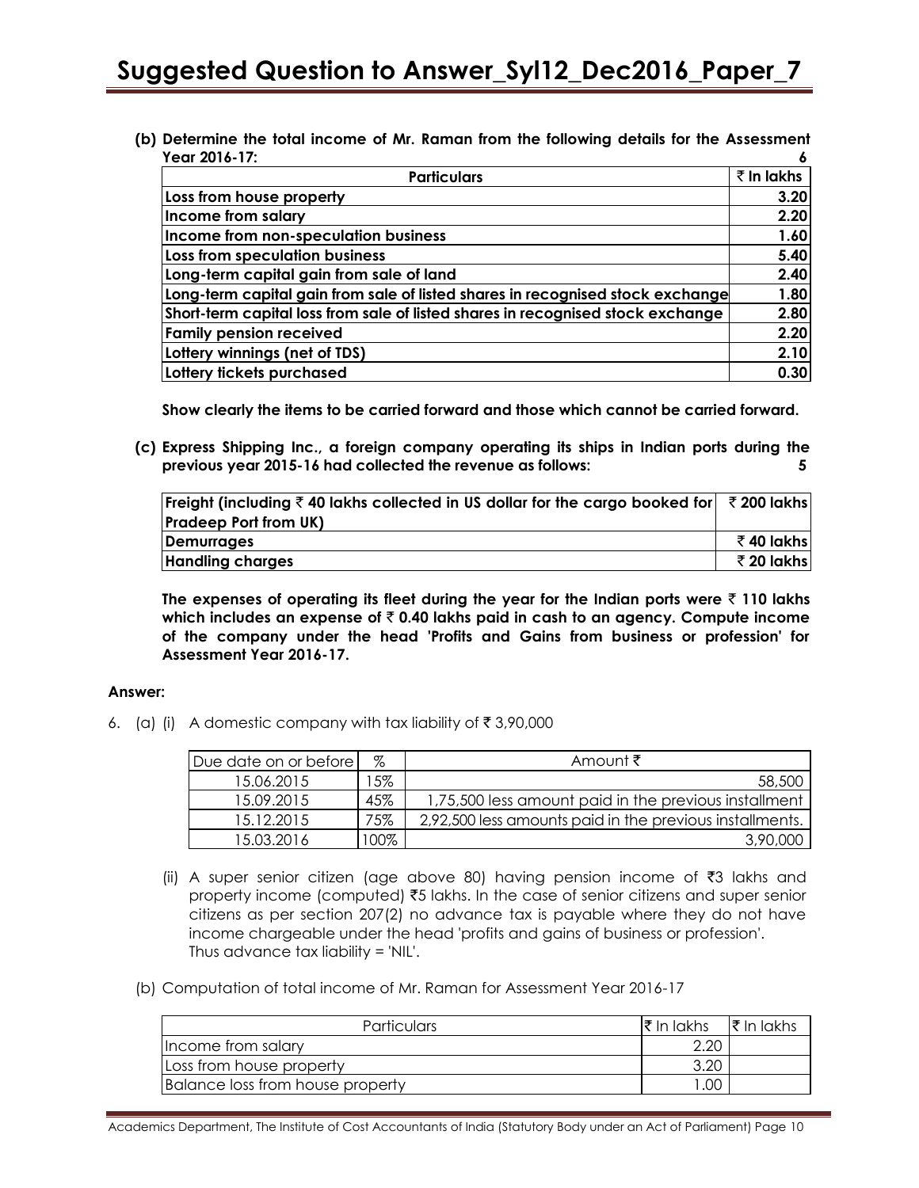**(b) Determine the total income of Mr. Raman from the following details for the Assessment Year 2016-17:** **6**

| Particulars | ₹ In lakhs |
|---|---|
| Loss from house property | 3.20 |
| Income from salary | 2.20 |
| Income from non-speculation business | 1.60 |
| Loss from speculation business | 5.40 |
| Long-term capital gain from sale of land | 2.40 |
| Long-term capital gain from sale of listed shares in recognised stock exchange | 1.80 |
| Short-term capital loss from sale of listed shares in recognised stock exchange | 2.80 |
| Family pension received | 2.20 |
| Lottery winnings (net of TDS) | 2.10 |
| Lottery tickets purchased | 0.30 |

**Show clearly the items to be carried forward and those which cannot be carried forward.**

**(c) Express Shipping Inc., a foreign company operating its ships in Indian ports during the previous year 2015-16 had collected the revenue as follows:** **5**

| | |
|---|---|
| Freight (including ₹ 40 lakhs collected in US dollar for the cargo booked for Pradeep Port from UK) | ₹ 200 lakhs |
| Demurrages | ₹ 40 lakhs |
| Handling charges | ₹ 20 lakhs |

**The expenses of operating its fleet during the year for the Indian ports were ₹ 110 lakhs which includes an expense of ₹ 0.40 lakhs paid in cash to an agency. Compute income of the company under the head 'Profits and Gains from business or profession' for Assessment Year 2016-17.**

**Answer:**

6. (a) (i) A domestic company with tax liability of ₹ 3,90,000

| Due date on or before | % | Amount ₹ |
|---|---|---|
| 15.06.2015 | 15% | 58,500 |
| 15.09.2015 | 45% | 1,75,500 less amount paid in the previous installment |
| 15.12.2015 | 75% | 2,92,500 less amounts paid in the previous installments. |
| 15.03.2016 | 100% | 3,90,000 |

(ii) A super senior citizen (age above 80) having pension income of ₹3 lakhs and property income (computed) ₹5 lakhs. In the case of senior citizens and super senior citizens as per section 207(2) no advance tax is payable where they do not have income chargeable under the head 'profits and gains of business or profession'. Thus advance tax liability = 'NIL'.

(b) Computation of total income of Mr. Raman for Assessment Year 2016-17

| Particulars | ₹ In lakhs | ₹ In lakhs |
|---|---|---|
| Income from salary | 2.20 | |
| Loss from house property | 3.20 | |
| Balance loss from house property | 1.00 | |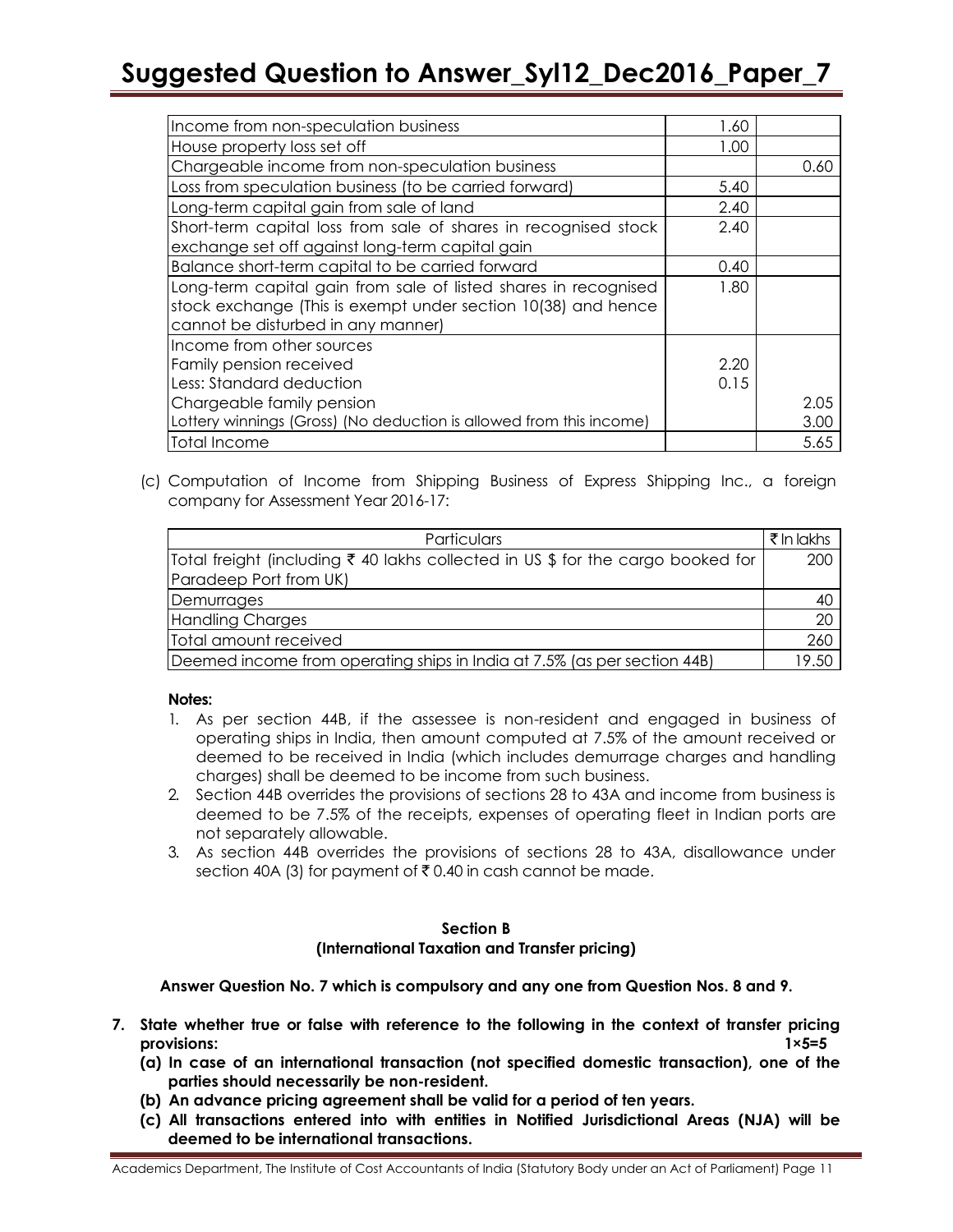| | | |
|---|---|---|
| Income from non-speculation business | 1.60 | |
| House property loss set off | 1.00 | |
| Chargeable income from non-speculation business | | 0.60 |
| Loss from speculation business (to be carried forward) | 5.40 | |
| Long-term capital gain from sale of land | 2.40 | |
| Short-term capital loss from sale of shares in recognised stock exchange set off against long-term capital gain | 2.40 | |
| Balance short-term capital to be carried forward | 0.40 | |
| Long-term capital gain from sale of listed shares in recognised stock exchange (This is exempt under section 10(38) and hence cannot be disturbed in any manner) | 1.80 | |
| Income from other sources<br>Family pension received<br>Less: Standard deduction<br>Chargeable family pension<br>Lottery winnings (Gross) (No deduction is allowed from this income) | <br>2.20<br>0.15 | <br><br><br>2.05<br>3.00 |
| Total Income | | 5.65 |

(c) Computation of Income from Shipping Business of Express Shipping Inc., a foreign company for Assessment Year 2016-17:

| Particulars | ₹ In lakhs |
|---|---|
| Total freight (including ₹ 40 lakhs collected in US $ for the cargo booked for Paradeep Port from UK) | 200 |
| Demurrages | 40 |
| Handling Charges | 20 |
| Total amount received | 260 |
| Deemed income from operating ships in India at 7.5% (as per section 44B) | 19.50 |

**Notes:**

1. As per section 44B, if the assessee is non-resident and engaged in business of operating ships in India, then amount computed at 7.5% of the amount received or deemed to be received in India (which includes demurrage charges and handling charges) shall be deemed to be income from such business.
2. Section 44B overrides the provisions of sections 28 to 43A and income from business is deemed to be 7.5% of the receipts, expenses of operating fleet in Indian ports are not separately allowable.
3. As section 44B overrides the provisions of sections 28 to 43A, disallowance under section 40A (3) for payment of ₹ 0.40 in cash cannot be made.

**Section B**
**(International Taxation and Transfer pricing)**

**Answer Question No. 7 which is compulsory and any one from Question Nos. 8 and 9.**

**7. State whether true or false with reference to the following in the context of transfer pricing provisions: 1×5=5**

**(a) In case of an international transaction (not specified domestic transaction), one of the parties should necessarily be non-resident.**

**(b) An advance pricing agreement shall be valid for a period of ten years.**

**(c) All transactions entered into with entities in Notified Jurisdictional Areas (NJA) will be deemed to be international transactions.**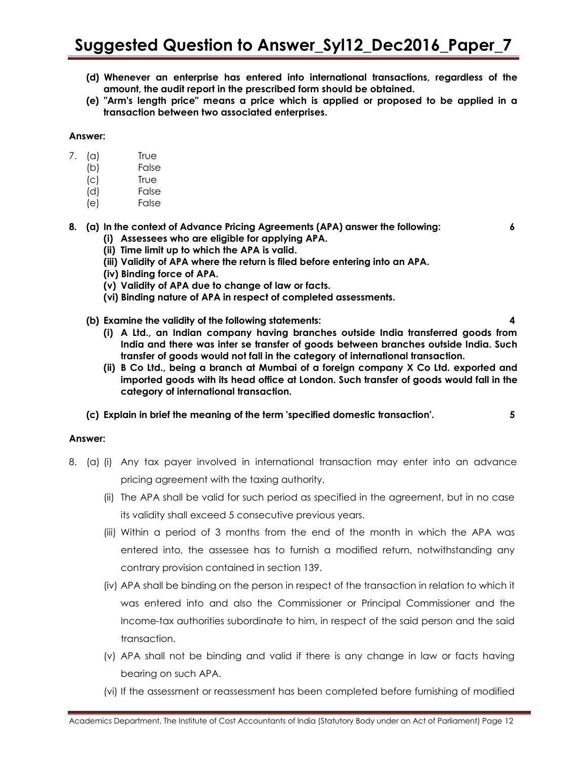**(d) Whenever an enterprise has entered into international transactions, regardless of the amount, the audit report in the prescribed form should be obtained.**

**(e) "Arm's length price" means a price which is applied or proposed to be applied in a transaction between two associated enterprises.**

**Answer:**

7. (a) True
   (b) False
   (c) True
   (d) False
   (e) False

**8. (a) In the context of Advance Pricing Agreements (APA) answer the following: 6**

**(i) Assessees who are eligible for applying APA.**

**(ii) Time limit up to which the APA is valid.**

**(iii) Validity of APA where the return is filed before entering into an APA.**

**(iv) Binding force of APA.**

**(v) Validity of APA due to change of law or facts.**

**(vi) Binding nature of APA in respect of completed assessments.**

**(b) Examine the validity of the following statements: 4**

**(i) A Ltd., an Indian company having branches outside India transferred goods from India and there was inter se transfer of goods between branches outside India. Such transfer of goods would not fall in the category of international transaction.**

**(ii) B Co Ltd., being a branch at Mumbai of a foreign company X Co Ltd. exported and imported goods with its head office at London. Such transfer of goods would fall in the category of international transaction.**

**(c) Explain in brief the meaning of the term 'specified domestic transaction'. 5**

**Answer:**

8. (a) (i) Any tax payer involved in international transaction may enter into an advance pricing agreement with the taxing authority.

(ii) The APA shall be valid for such period as specified in the agreement, but in no case its validity shall exceed 5 consecutive previous years.

(iii) Within a period of 3 months from the end of the month in which the APA was entered into, the assessee has to furnish a modified return, notwithstanding any contrary provision contained in section 139.

(iv) APA shall be binding on the person in respect of the transaction in relation to which it was entered into and also the Commissioner or Principal Commissioner and the Income-tax authorities subordinate to him, in respect of the said person and the said transaction.

(v) APA shall not be binding and valid if there is any change in law or facts having bearing on such APA.

(vi) If the assessment or reassessment has been completed before furnishing of modified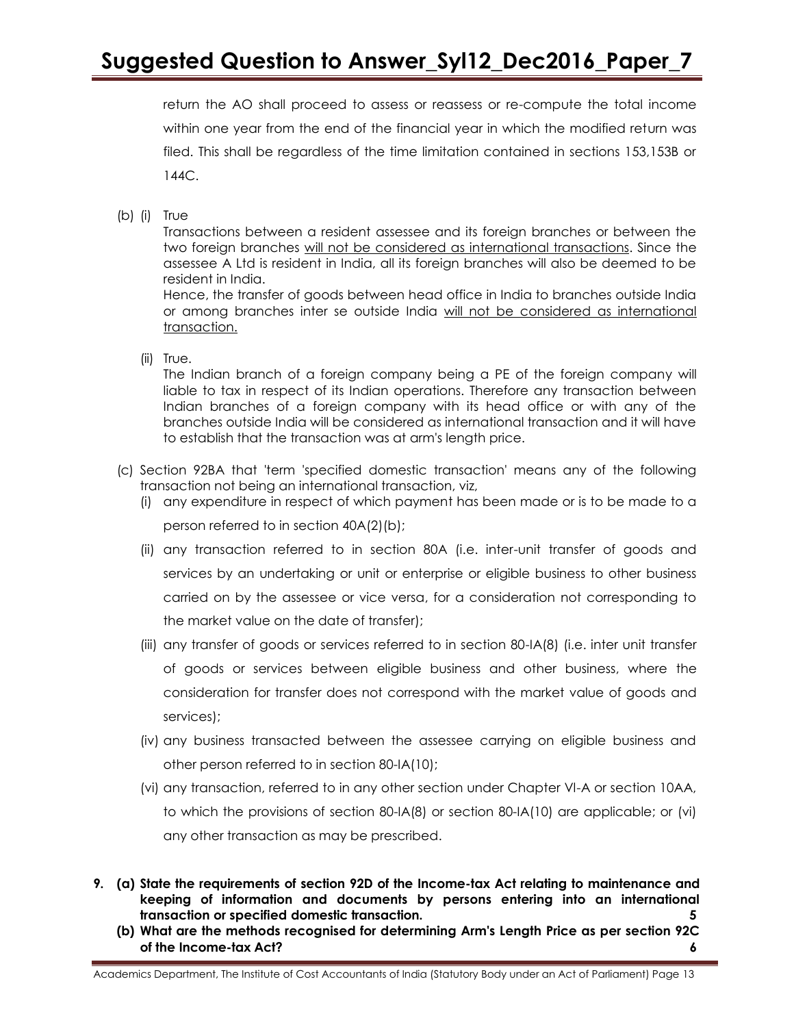return the AO shall proceed to assess or reassess or re-compute the total income within one year from the end of the financial year in which the modified return was filed. This shall be regardless of the time limitation contained in sections 153,153B or 144C.

(b) (i) True

Transactions between a resident assessee and its foreign branches or between the two foreign branches <u>will not be considered as international transactions</u>. Since the assessee A Ltd is resident in India, all its foreign branches will also be deemed to be resident in India.

Hence, the transfer of goods between head office in India to branches outside India or among branches inter se outside India <u>will not be considered as international transaction.</u>

(ii) True.

The Indian branch of a foreign company being a PE of the foreign company will liable to tax in respect of its Indian operations. Therefore any transaction between Indian branches of a foreign company with its head office or with any of the branches outside India will be considered as international transaction and it will have to establish that the transaction was at arm's length price.

(c) Section 92BA that 'term 'specified domestic transaction' means any of the following transaction not being an international transaction, viz,

(i) any expenditure in respect of which payment has been made or is to be made to a person referred to in section 40A(2)(b);

(ii) any transaction referred to in section 80A (i.e. inter-unit transfer of goods and services by an undertaking or unit or enterprise or eligible business to other business carried on by the assessee or vice versa, for a consideration not corresponding to the market value on the date of transfer);

(iii) any transfer of goods or services referred to in section 80-IA(8) (i.e. inter unit transfer of goods or services between eligible business and other business, where the consideration for transfer does not correspond with the market value of goods and services);

(iv) any business transacted between the assessee carrying on eligible business and other person referred to in section 80-IA(10);

(vi) any transaction, referred to in any other section under Chapter VI-A or section 10AA, to which the provisions of section 80-IA(8) or section 80-IA(10) are applicable; or (vi) any other transaction as may be prescribed.

**9. (a) State the requirements of section 92D of the Income-tax Act relating to maintenance and keeping of information and documents by persons entering into an international transaction or specified domestic transaction. 5**

**(b) What are the methods recognised for determining Arm's Length Price as per section 92C of the Income-tax Act? 6**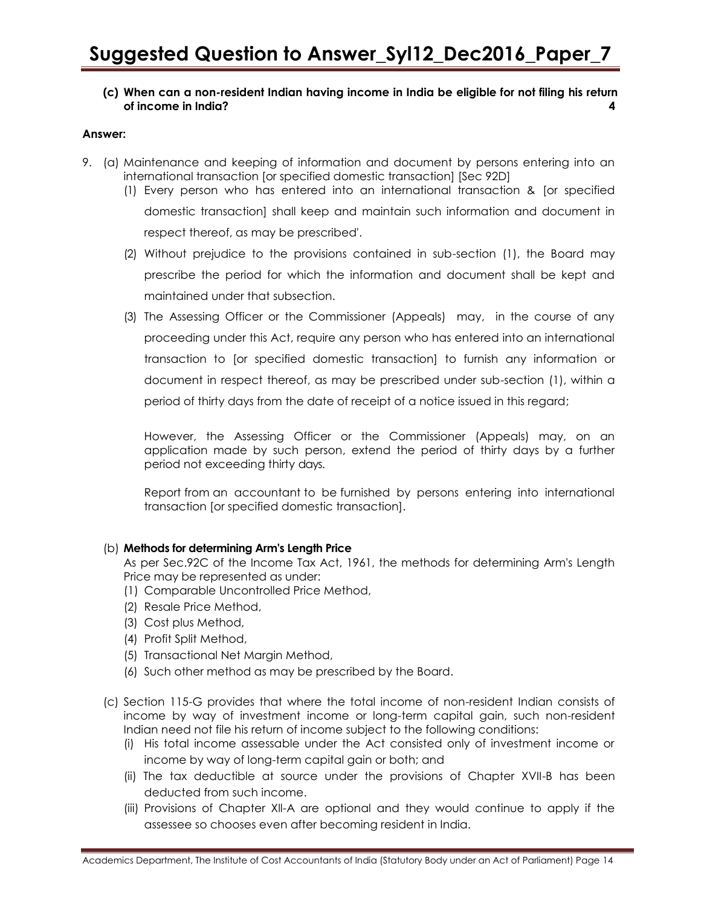**(c) When can a non-resident Indian having income in India be eligible for not filing his return of income in India? 4**

**Answer:**

9. (a) Maintenance and keeping of information and document by persons entering into an international transaction [or specified domestic transaction] [Sec 92D]

   (1) Every person who has entered into an international transaction & [or specified domestic transaction] shall keep and maintain such information and document in respect thereof, as may be prescribed'.

   (2) Without prejudice to the provisions contained in sub-section (1), the Board may prescribe the period for which the information and document shall be kept and maintained under that subsection.

   (3) The Assessing Officer or the Commissioner (Appeals) may, in the course of any proceeding under this Act, require any person who has entered into an international transaction to [or specified domestic transaction] to furnish any information or document in respect thereof, as may be prescribed under sub-section (1), within a period of thirty days from the date of receipt of a notice issued in this regard;

   However, the Assessing Officer or the Commissioner (Appeals) may, on an application made by such person, extend the period of thirty days by a further period not exceeding thirty days.

   Report from an accountant to be furnished by persons entering into international transaction [or specified domestic transaction].

(b) **Methods for determining Arm's Length Price**

As per Sec.92C of the Income Tax Act, 1961, the methods for determining Arm's Length Price may be represented as under:

(1) Comparable Uncontrolled Price Method,
(2) Resale Price Method,
(3) Cost plus Method,
(4) Profit Split Method,
(5) Transactional Net Margin Method,
(6) Such other method as may be prescribed by the Board.

(c) Section 115-G provides that where the total income of non-resident Indian consists of income by way of investment income or long-term capital gain, such non-resident Indian need not file his return of income subject to the following conditions:

(i) His total income assessable under the Act consisted only of investment income or income by way of long-term capital gain or both; and
(ii) The tax deductible at source under the provisions of Chapter XVII-B has been deducted from such income.
(iii) Provisions of Chapter XII-A are optional and they would continue to apply if the assessee so chooses even after becoming resident in India.